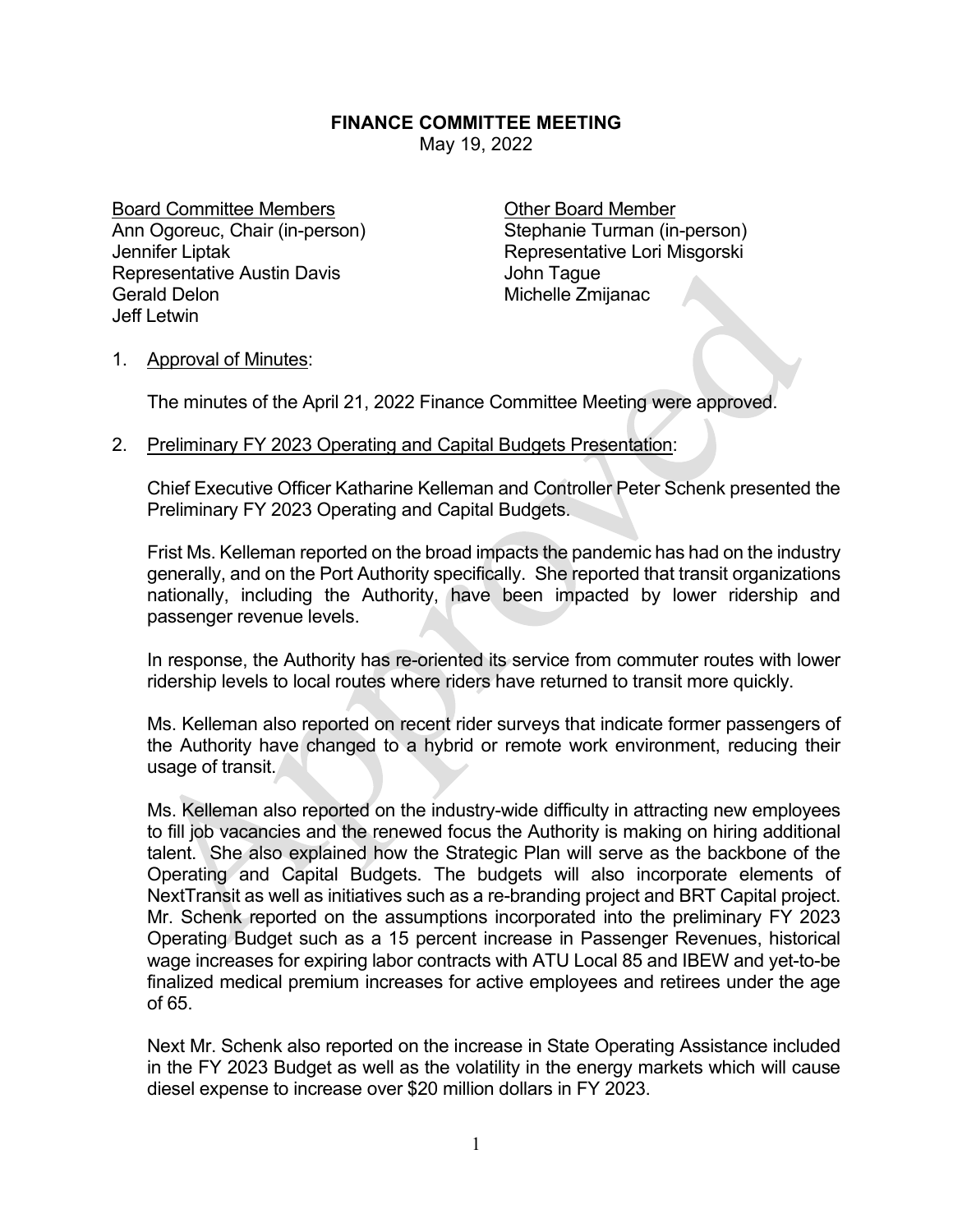# FINANCE COMMITTEE MEETING

May 19, 2022

Board Committee Members
Ann Ogoreuc, Chair (in-person)
Jennifer Liptak
Representative Austin Davis
Gerald Delon
Jeff Letwin

Other Board Member
Stephanie Turman (in-person)
Representative Lori Misgorski
John Tague
Michelle Zmijanac

1. Approval of Minutes:

   The minutes of the April 21, 2022 Finance Committee Meeting were approved.

2. Preliminary FY 2023 Operating and Capital Budgets Presentation:

   Chief Executive Officer Katharine Kelleman and Controller Peter Schenk presented the Preliminary FY 2023 Operating and Capital Budgets.

   Frist Ms. Kelleman reported on the broad impacts the pandemic has had on the industry generally, and on the Port Authority specifically. She reported that transit organizations nationally, including the Authority, have been impacted by lower ridership and passenger revenue levels.

   In response, the Authority has re-oriented its service from commuter routes with lower ridership levels to local routes where riders have returned to transit more quickly.

   Ms. Kelleman also reported on recent rider surveys that indicate former passengers of the Authority have changed to a hybrid or remote work environment, reducing their usage of transit.

   Ms. Kelleman also reported on the industry-wide difficulty in attracting new employees to fill job vacancies and the renewed focus the Authority is making on hiring additional talent. She also explained how the Strategic Plan will serve as the backbone of the Operating and Capital Budgets. The budgets will also incorporate elements of NextTransit as well as initiatives such as a re-branding project and BRT Capital project. Mr. Schenk reported on the assumptions incorporated into the preliminary FY 2023 Operating Budget such as a 15 percent increase in Passenger Revenues, historical wage increases for expiring labor contracts with ATU Local 85 and IBEW and yet-to-be finalized medical premium increases for active employees and retirees under the age of 65.

   Next Mr. Schenk also reported on the increase in State Operating Assistance included in the FY 2023 Budget as well as the volatility in the energy markets which will cause diesel expense to increase over $20 million dollars in FY 2023.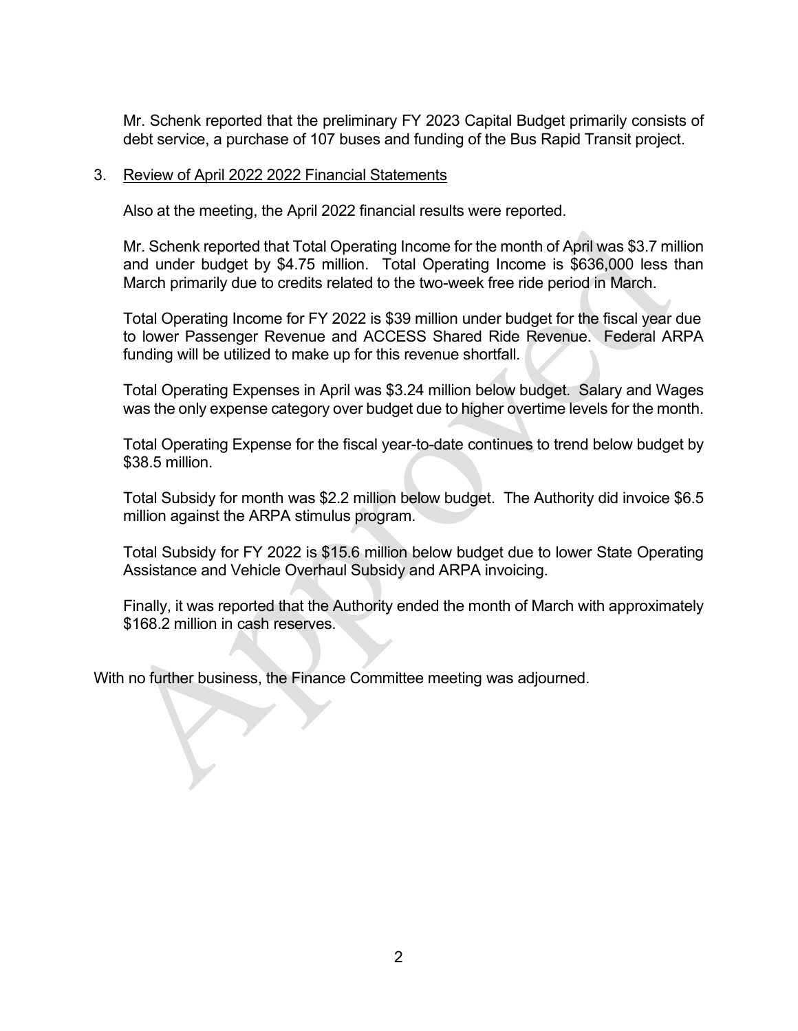Mr. Schenk reported that the preliminary FY 2023 Capital Budget primarily consists of debt service, a purchase of 107 buses and funding of the Bus Rapid Transit project.

3. <u>Review of April 2022 2022 Financial Statements</u>

   Also at the meeting, the April 2022 financial results were reported.

   Mr. Schenk reported that Total Operating Income for the month of April was $3.7 million and under budget by $4.75 million. Total Operating Income is $636,000 less than March primarily due to credits related to the two-week free ride period in March.

   Total Operating Income for FY 2022 is $39 million under budget for the fiscal year due to lower Passenger Revenue and ACCESS Shared Ride Revenue. Federal ARPA funding will be utilized to make up for this revenue shortfall.

   Total Operating Expenses in April was $3.24 million below budget. Salary and Wages was the only expense category over budget due to higher overtime levels for the month.

   Total Operating Expense for the fiscal year-to-date continues to trend below budget by $38.5 million.

   Total Subsidy for month was $2.2 million below budget. The Authority did invoice $6.5 million against the ARPA stimulus program.

   Total Subsidy for FY 2022 is $15.6 million below budget due to lower State Operating Assistance and Vehicle Overhaul Subsidy and ARPA invoicing.

   Finally, it was reported that the Authority ended the month of March with approximately $168.2 million in cash reserves.

With no further business, the Finance Committee meeting was adjourned.